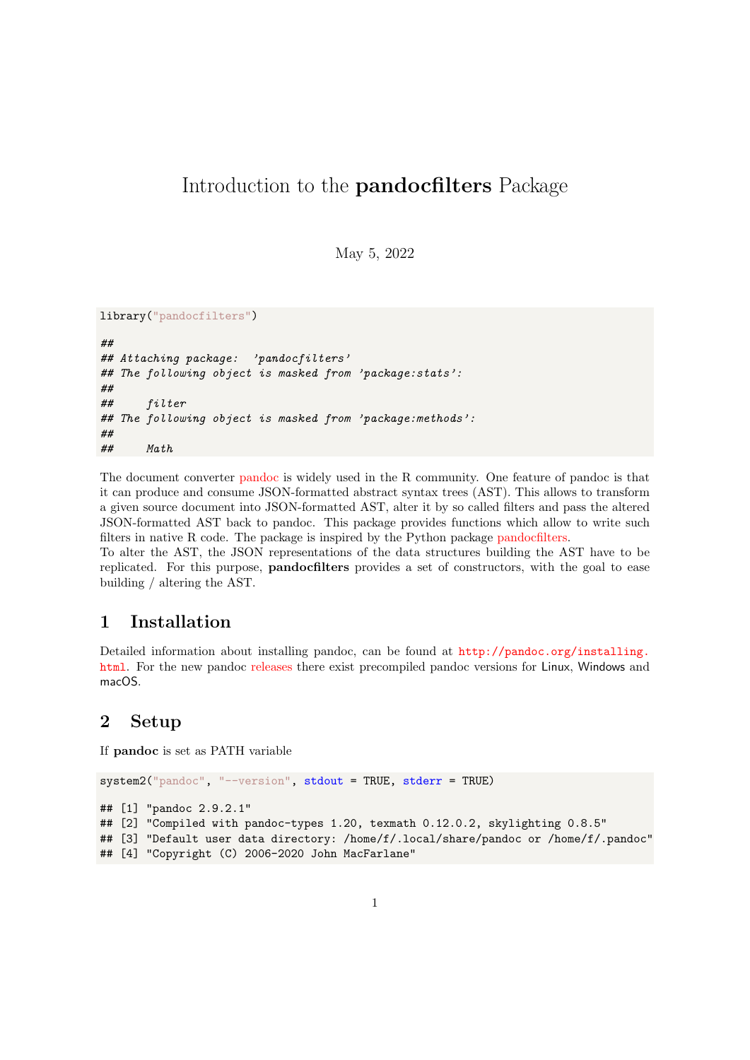# Introduction to the **pandocfilters** Package

May 5, 2022

```
library("pandocfilters")

##
## Attaching package:  'pandocfilters'
## The following object is masked from 'package:stats':
##
##     filter
## The following object is masked from 'package:methods':
##
##     Math
```

The document converter pandoc is widely used in the R community. One feature of pandoc is that it can produce and consume JSON-formatted abstract syntax trees (AST). This allows to transform a given source document into JSON-formatted AST, alter it by so called filters and pass the altered JSON-formatted AST back to pandoc. This package provides functions which allow to write such filters in native R code. The package is inspired by the Python package pandocfilters.
To alter the AST, the JSON representations of the data structures building the AST have to be replicated. For this purpose, **pandocfilters** provides a set of constructors, with the goal to ease building / altering the AST.

## 1 Installation

Detailed information about installing pandoc, can be found at `http://pandoc.org/installing.html`. For the new pandoc releases there exist precompiled pandoc versions for Linux, Windows and macOS.

## 2 Setup

If **pandoc** is set as PATH variable

```
system2("pandoc", "--version", stdout = TRUE, stderr = TRUE)

## [1] "pandoc 2.9.2.1"
## [2] "Compiled with pandoc-types 1.20, texmath 0.12.0.2, skylighting 0.8.5"
## [3] "Default user data directory: /home/f/.local/share/pandoc or /home/f/.pandoc"
## [4] "Copyright (C) 2006-2020 John MacFarlane"
```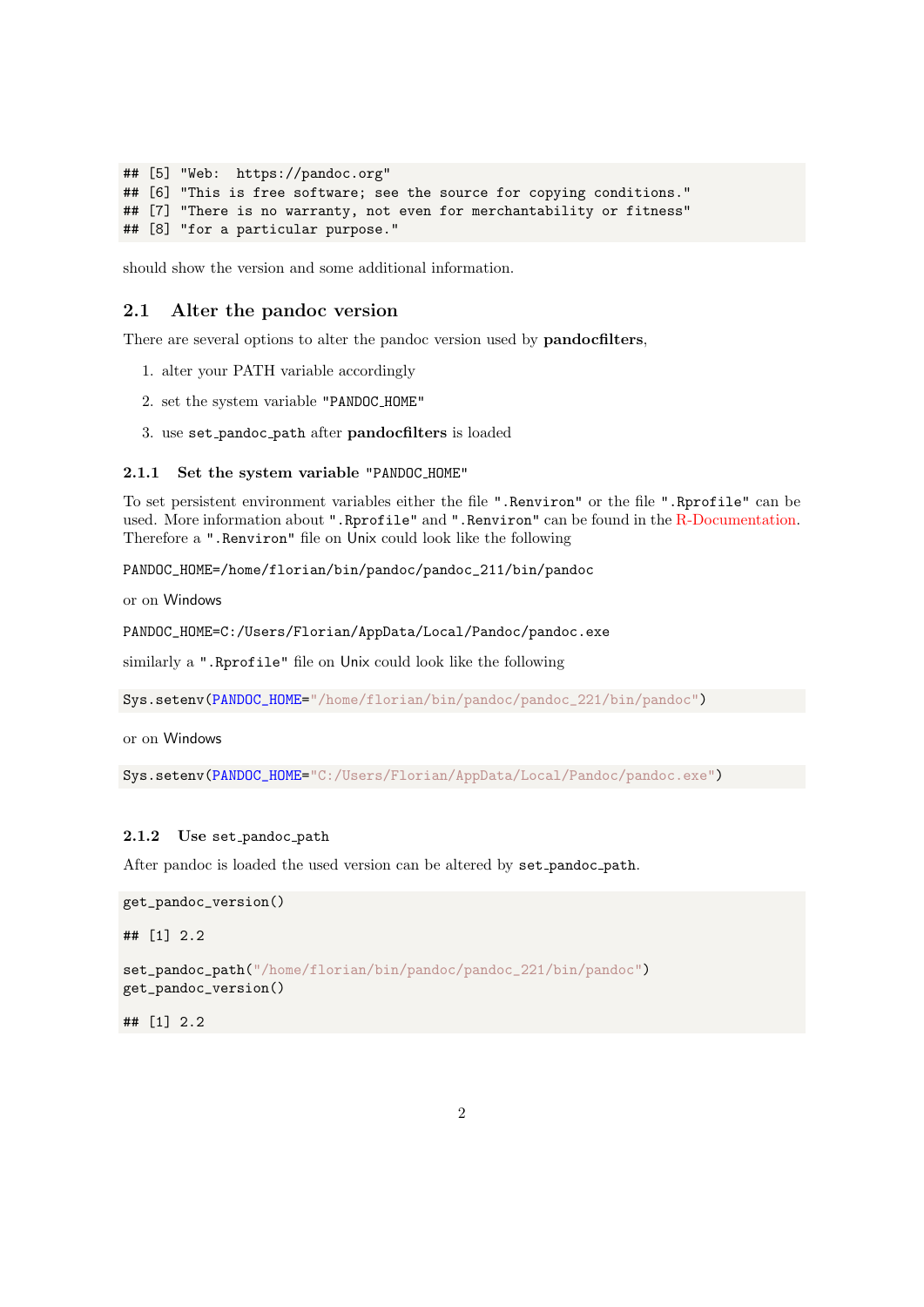```
## [5] "Web:  https://pandoc.org"
## [6] "This is free software; see the source for copying conditions."
## [7] "There is no warranty, not even for merchantability or fitness"
## [8] "for a particular purpose."
```

should show the version and some additional information.

## 2.1 Alter the pandoc version

There are several options to alter the pandoc version used by **pandocfilters**,

1. alter your PATH variable accordingly
2. set the system variable "PANDOC_HOME"
3. use set_pandoc_path after **pandocfilters** is loaded

### 2.1.1 Set the system variable "PANDOC_HOME"

To set persistent environment variables either the file ".Renviron" or the file ".Rprofile" can be used. More information about ".Rprofile" and ".Renviron" can be found in the R-Documentation. Therefore a ".Renviron" file on Unix could look like the following

```
PANDOC_HOME=/home/florian/bin/pandoc/pandoc_211/bin/pandoc
```

or on Windows

```
PANDOC_HOME=C:/Users/Florian/AppData/Local/Pandoc/pandoc.exe
```

similarly a ".Rprofile" file on Unix could look like the following

```
Sys.setenv(PANDOC_HOME="/home/florian/bin/pandoc/pandoc_221/bin/pandoc")
```

or on Windows

```
Sys.setenv(PANDOC_HOME="C:/Users/Florian/AppData/Local/Pandoc/pandoc.exe")
```

### 2.1.2 Use set_pandoc_path

After pandoc is loaded the used version can be altered by set_pandoc_path.

```
get_pandoc_version()

## [1] 2.2

set_pandoc_path("/home/florian/bin/pandoc/pandoc_221/bin/pandoc")
get_pandoc_version()

## [1] 2.2
```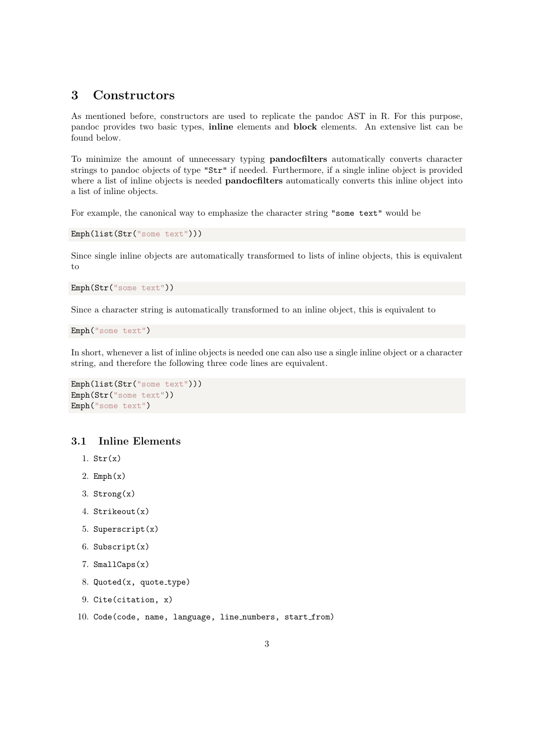# 3 Constructors

As mentioned before, constructors are used to replicate the pandoc AST in R. For this purpose, pandoc provides two basic types, **inline** elements and **block** elements. An extensive list can be found below.

To minimize the amount of unnecessary typing **pandocfilters** automatically converts character strings to pandoc objects of type `"Str"` if needed. Furthermore, if a single inline object is provided where a list of inline objects is needed **pandocfilters** automatically converts this inline object into a list of inline objects.

For example, the canonical way to emphasize the character string `"some text"` would be

```
Emph(list(Str("some text")))
```

Since single inline objects are automatically transformed to lists of inline objects, this is equivalent to

```
Emph(Str("some text"))
```

Since a character string is automatically transformed to an inline object, this is equivalent to

```
Emph("some text")
```

In short, whenever a list of inline objects is needed one can also use a single inline object or a character string, and therefore the following three code lines are equivalent.

```
Emph(list(Str("some text")))
Emph(Str("some text"))
Emph("some text")
```

## 3.1 Inline Elements

1. `Str(x)`
2. `Emph(x)`
3. `Strong(x)`
4. `Strikeout(x)`
5. `Superscript(x)`
6. `Subscript(x)`
7. `SmallCaps(x)`
8. `Quoted(x, quote_type)`
9. `Cite(citation, x)`
10. `Code(code, name, language, line_numbers, start_from)`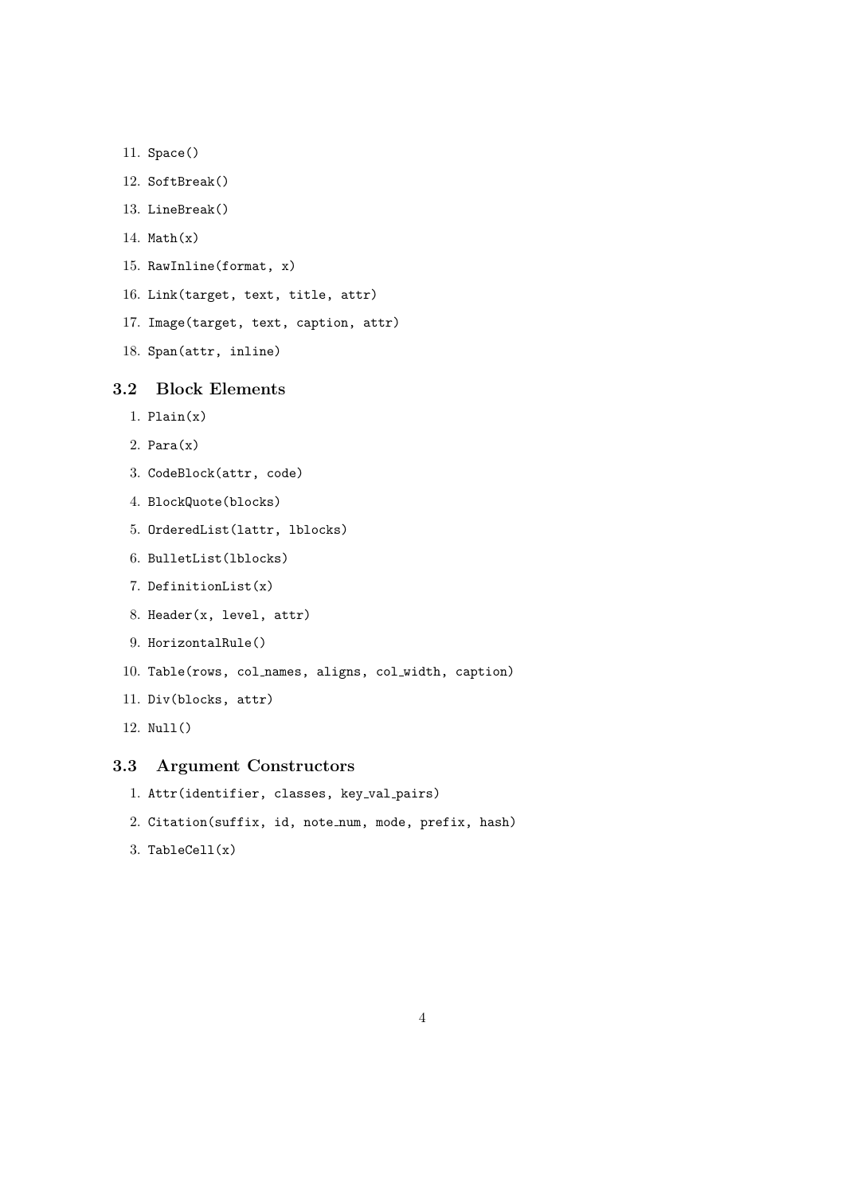11. `Space()`
12. `SoftBreak()`
13. `LineBreak()`
14. `Math(x)`
15. `RawInline(format, x)`
16. `Link(target, text, title, attr)`
17. `Image(target, text, caption, attr)`
18. `Span(attr, inline)`

### 3.2 Block Elements

1. `Plain(x)`
2. `Para(x)`
3. `CodeBlock(attr, code)`
4. `BlockQuote(blocks)`
5. `OrderedList(lattr, lblocks)`
6. `BulletList(lblocks)`
7. `DefinitionList(x)`
8. `Header(x, level, attr)`
9. `HorizontalRule()`
10. `Table(rows, col_names, aligns, col_width, caption)`
11. `Div(blocks, attr)`
12. `Null()`

### 3.3 Argument Constructors

1. `Attr(identifier, classes, key_val_pairs)`
2. `Citation(suffix, id, note_num, mode, prefix, hash)`
3. `TableCell(x)`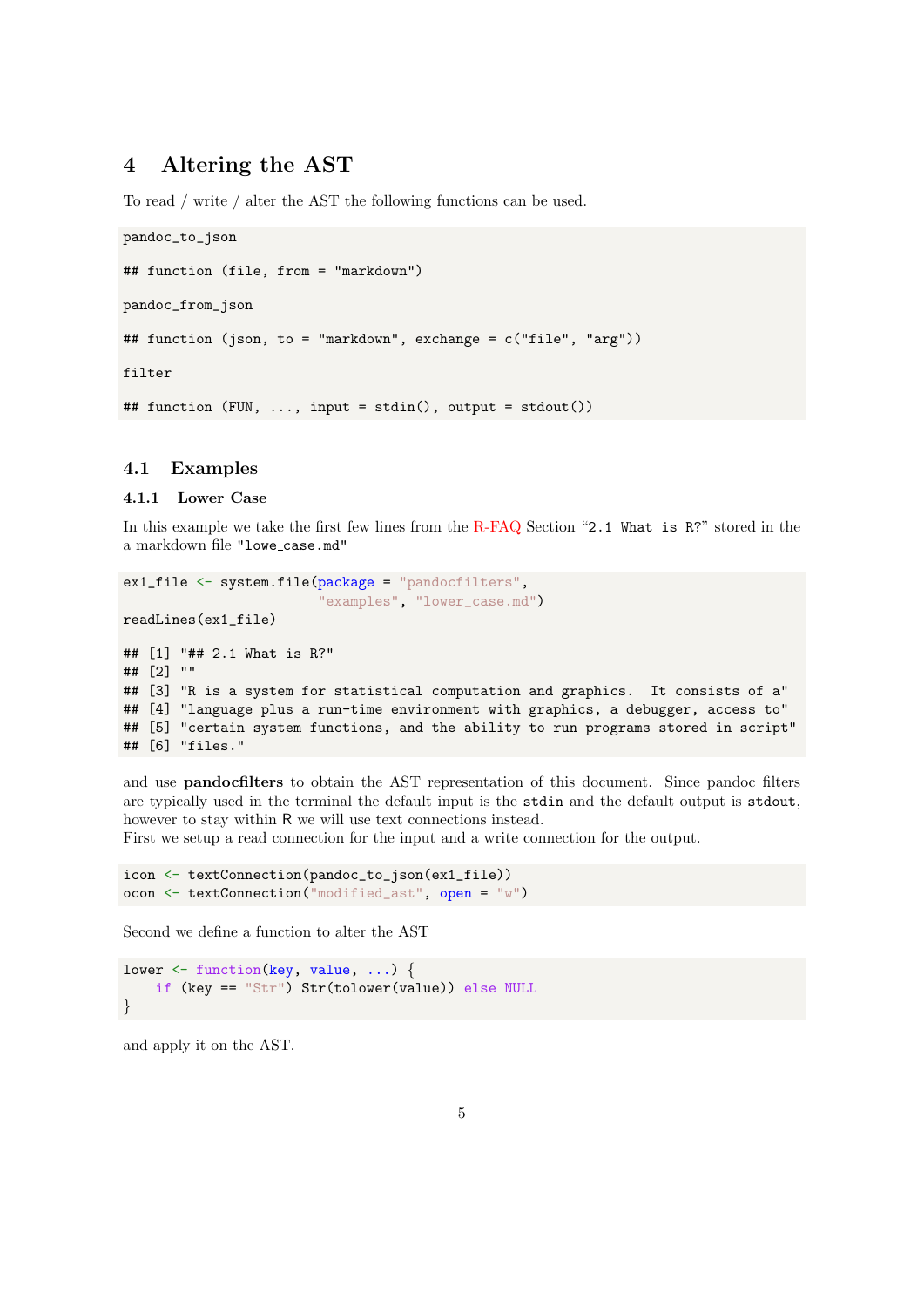# 4 Altering the AST

To read / write / alter the AST the following functions can be used.

```
pandoc_to_json

## function (file, from = "markdown")

pandoc_from_json

## function (json, to = "markdown", exchange = c("file", "arg"))

filter

## function (FUN, ..., input = stdin(), output = stdout())
```

## 4.1 Examples

### 4.1.1 Lower Case

In this example we take the first few lines from the R-FAQ Section "`2.1 What is R?`" stored in the a markdown file "`lowe_case.md`"

```
ex1_file <- system.file(package = "pandocfilters",
                        "examples", "lower_case.md")
readLines(ex1_file)

## [1] "## 2.1 What is R?"
## [2] ""
## [3] "R is a system for statistical computation and graphics.  It consists of a"
## [4] "language plus a run-time environment with graphics, a debugger, access to"
## [5] "certain system functions, and the ability to run programs stored in script"
## [6] "files."
```

and use **pandocfilters** to obtain the AST representation of this document. Since pandoc filters are typically used in the terminal the default input is the `stdin` and the default output is `stdout`, however to stay within R we will use text connections instead.
First we setup a read connection for the input and a write connection for the output.

```
icon <- textConnection(pandoc_to_json(ex1_file))
ocon <- textConnection("modified_ast", open = "w")
```

Second we define a function to alter the AST

```
lower <- function(key, value, ...) {
    if (key == "Str") Str(tolower(value)) else NULL
}
```

and apply it on the AST.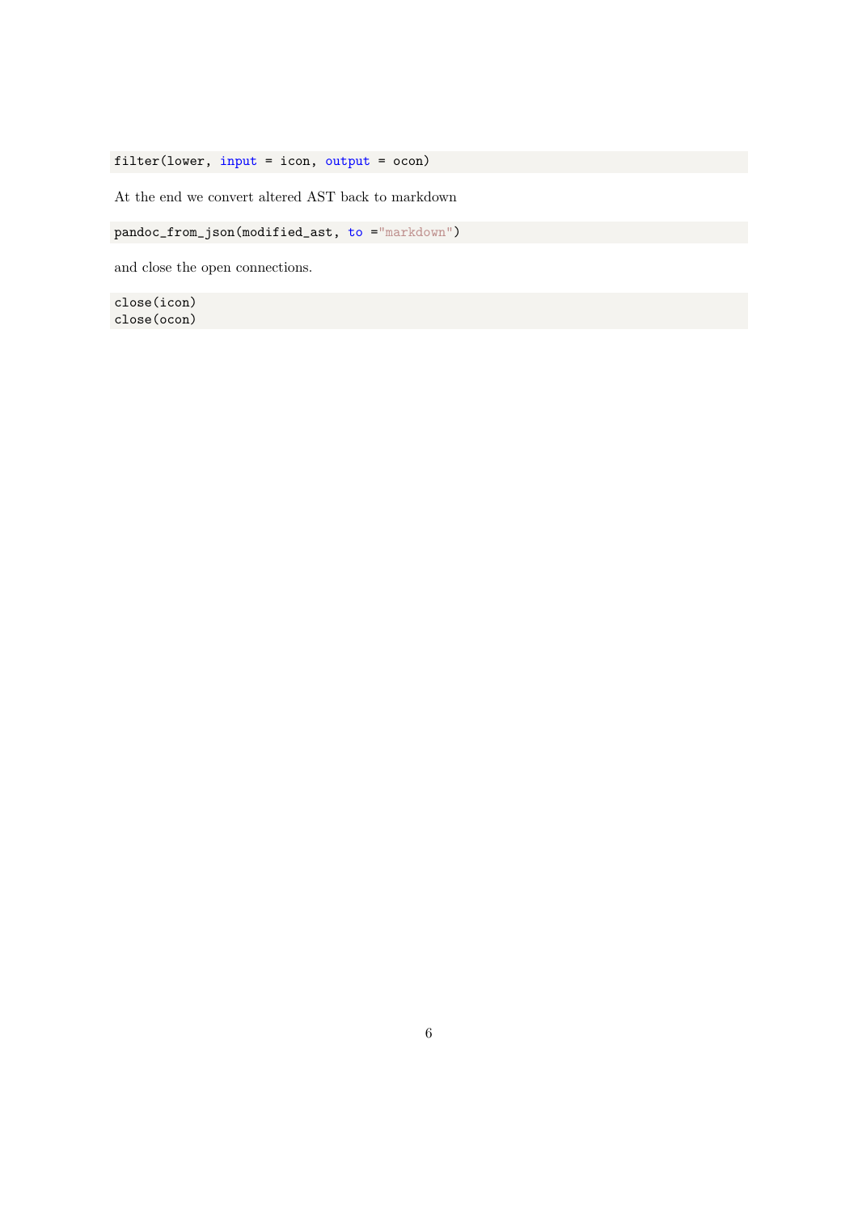```
filter(lower, input = icon, output = ocon)
```

At the end we convert altered AST back to markdown

```
pandoc_from_json(modified_ast, to ="markdown")
```

and close the open connections.

```
close(icon)
close(ocon)
```